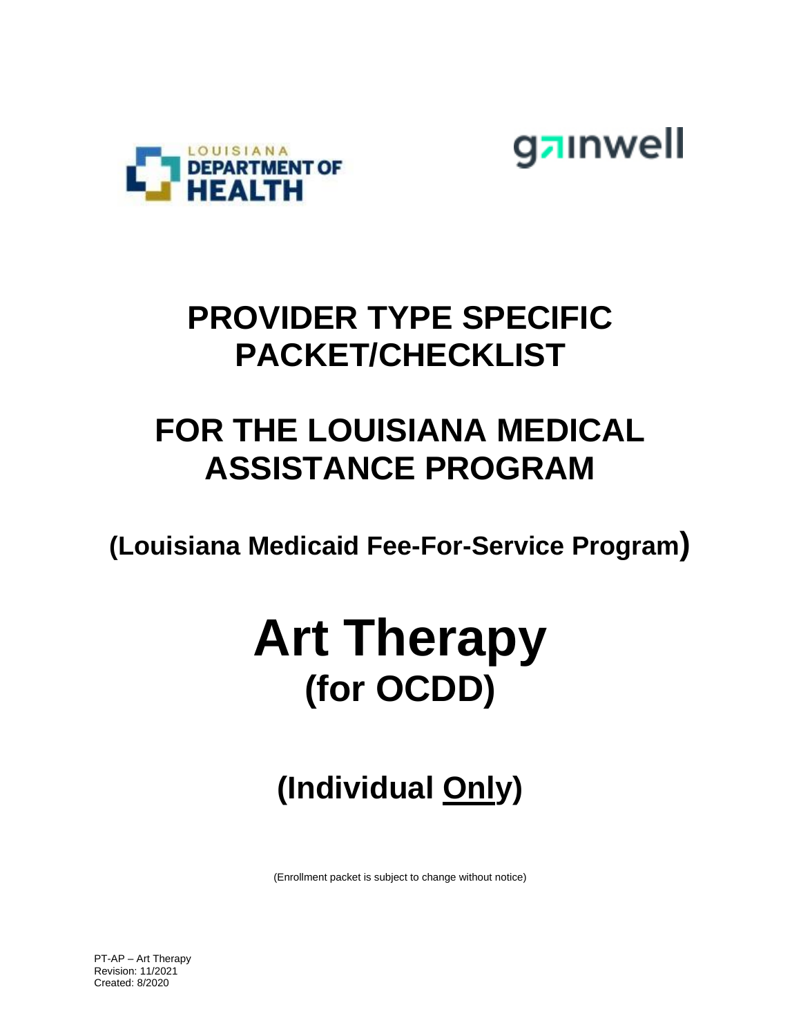LOUISIANA DEPARTMENT OF HEALTH

gainwell

# PROVIDER TYPE SPECIFIC PACKET/CHECKLIST

# FOR THE LOUISIANA MEDICAL ASSISTANCE PROGRAM

**(Louisiana Medicaid Fee-For-Service Program)**

# Art Therapy

## (for OCDD)

## (Individual Only)

(Enrollment packet is subject to change without notice)

PT-AP – Art Therapy
Revision: 11/2021
Created: 8/2020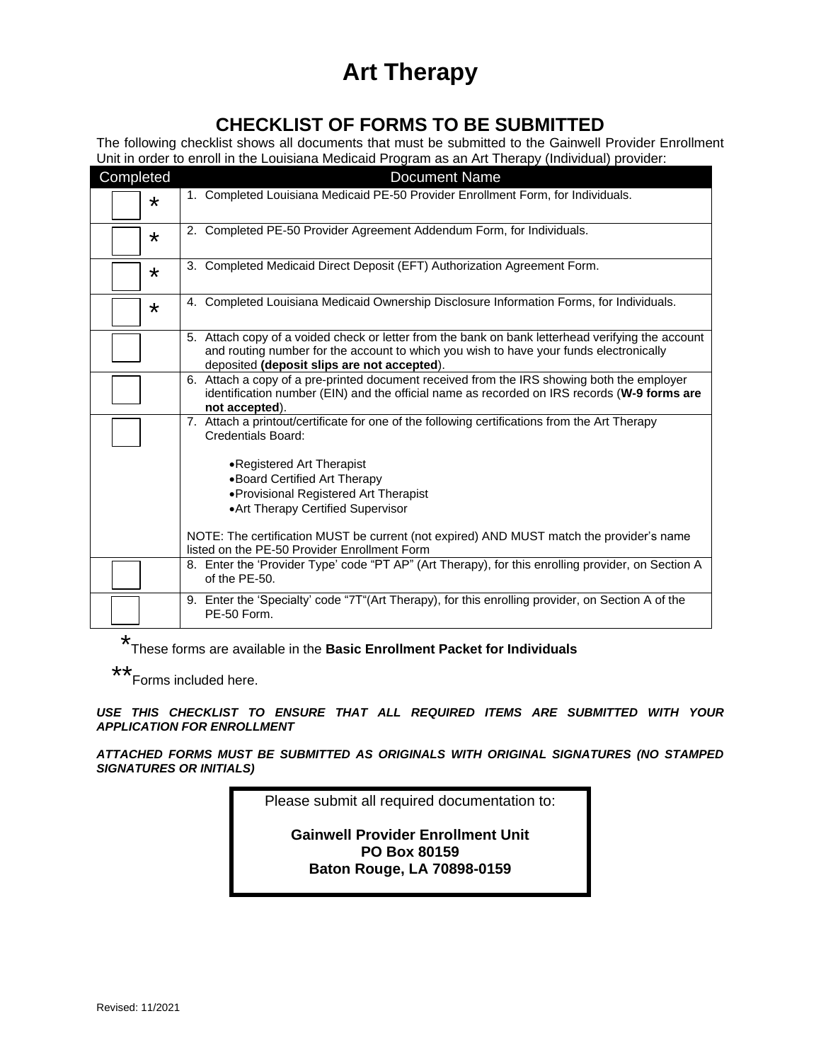# Art Therapy

## CHECKLIST OF FORMS TO BE SUBMITTED

The following checklist shows all documents that must be submitted to the Gainwell Provider Enrollment Unit in order to enroll in the Louisiana Medicaid Program as an Art Therapy (Individual) provider:

| Completed | Document Name |
|---|---|
| ☐ * | 1. Completed Louisiana Medicaid PE-50 Provider Enrollment Form, for Individuals. |
| ☐ * | 2. Completed PE-50 Provider Agreement Addendum Form, for Individuals. |
| ☐ * | 3. Completed Medicaid Direct Deposit (EFT) Authorization Agreement Form. |
| ☐ * | 4. Completed Louisiana Medicaid Ownership Disclosure Information Forms, for Individuals. |
| ☐ | 5. Attach copy of a voided check or letter from the bank on bank letterhead verifying the account and routing number for the account to which you wish to have your funds electronically deposited **(deposit slips are not accepted)**. |
| ☐ | 6. Attach a copy of a pre-printed document received from the IRS showing both the employer identification number (EIN) and the official name as recorded on IRS records (**W-9 forms are not accepted**). |
| ☐ | 7. Attach a printout/certificate for one of the following certifications from the Art Therapy Credentials Board:<br><br>• Registered Art Therapist<br>• Board Certified Art Therapy<br>• Provisional Registered Art Therapist<br>• Art Therapy Certified Supervisor<br><br>NOTE: The certification MUST be current (not expired) AND MUST match the provider's name listed on the PE-50 Provider Enrollment Form |
| ☐ | 8. Enter the 'Provider Type' code "PT AP" (Art Therapy), for this enrolling provider, on Section A of the PE-50. |
| ☐ | 9. Enter the 'Specialty' code "7T"(Art Therapy), for this enrolling provider, on Section A of the PE-50 Form. |

*These forms are available in the **Basic Enrollment Packet for Individuals**

**Forms included here.

***USE THIS CHECKLIST TO ENSURE THAT ALL REQUIRED ITEMS ARE SUBMITTED WITH YOUR APPLICATION FOR ENROLLMENT***

***ATTACHED FORMS MUST BE SUBMITTED AS ORIGINALS WITH ORIGINAL SIGNATURES (NO STAMPED SIGNATURES OR INITIALS)***

Please submit all required documentation to:

**Gainwell Provider Enrollment Unit**
**PO Box 80159**
**Baton Rouge, LA 70898-0159**

Revised: 11/2021